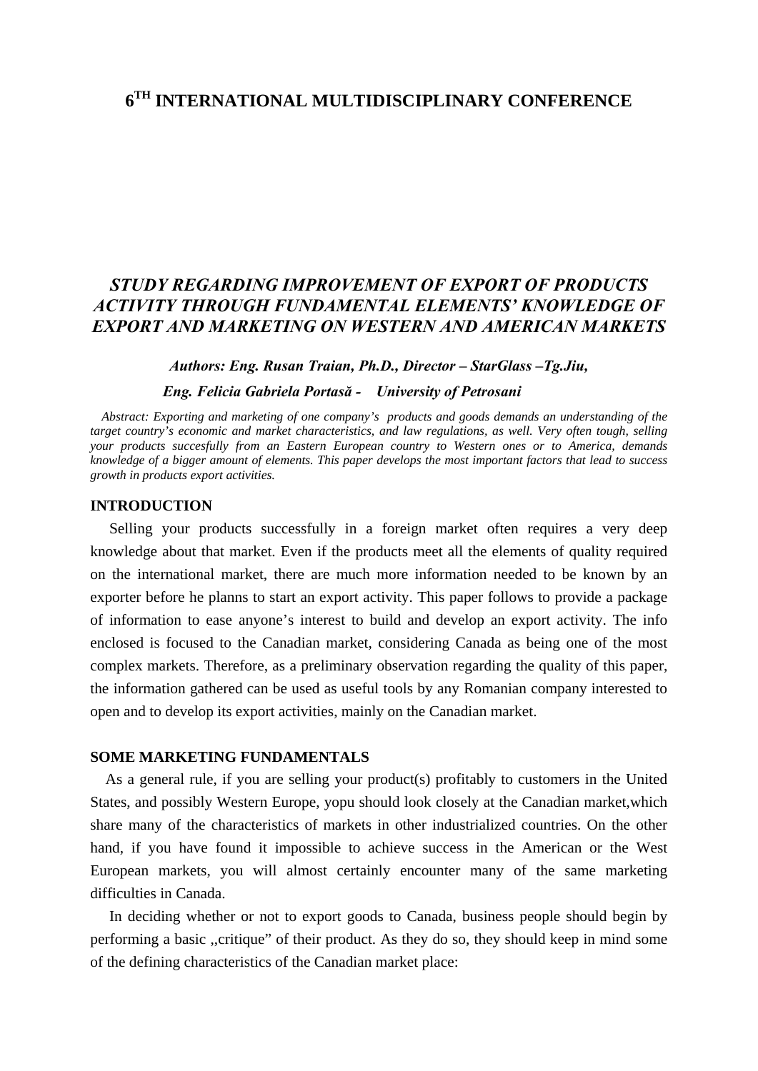# 6[TH] INTERNATIONAL MULTIDISCIPLINARY CONFERENCE

## *STUDY REGARDING IMPROVEMENT OF EXPORT OF PRODUCTS ACTIVITY THROUGH FUNDAMENTAL ELEMENTS' KNOWLEDGE OF EXPORT AND MARKETING ON WESTERN AND AMERICAN MARKETS*

***Authors: Eng. Rusan Traian, Ph.D., Director – StarGlass –Tg.Jiu,***

***Eng. Felicia Gabriela Portasă - University of Petrosani***

*Abstract: Exporting and marketing of one company's products and goods demands an understanding of the target country's economic and market characteristics, and law regulations, as well. Very often tough, selling your products succesfully from an Eastern European country to Western ones or to America, demands knowledge of a bigger amount of elements. This paper develops the most important factors that lead to success growth in products export activities.*

### INTRODUCTION

Selling your products successfully in a foreign market often requires a very deep knowledge about that market. Even if the products meet all the elements of quality required on the international market, there are much more information needed to be known by an exporter before he planns to start an export activity. This paper follows to provide a package of information to ease anyone's interest to build and develop an export activity. The info enclosed is focused to the Canadian market, considering Canada as being one of the most complex markets. Therefore, as a preliminary observation regarding the quality of this paper, the information gathered can be used as useful tools by any Romanian company interested to open and to develop its export activities, mainly on the Canadian market.

### SOME MARKETING FUNDAMENTALS

As a general rule, if you are selling your product(s) profitably to customers in the United States, and possibly Western Europe, yopu should look closely at the Canadian market,which share many of the characteristics of markets in other industrialized countries. On the other hand, if you have found it impossible to achieve success in the American or the West European markets, you will almost certainly encounter many of the same marketing difficulties in Canada.

In deciding whether or not to export goods to Canada, business people should begin by performing a basic ,,critique" of their product. As they do so, they should keep in mind some of the defining characteristics of the Canadian market place: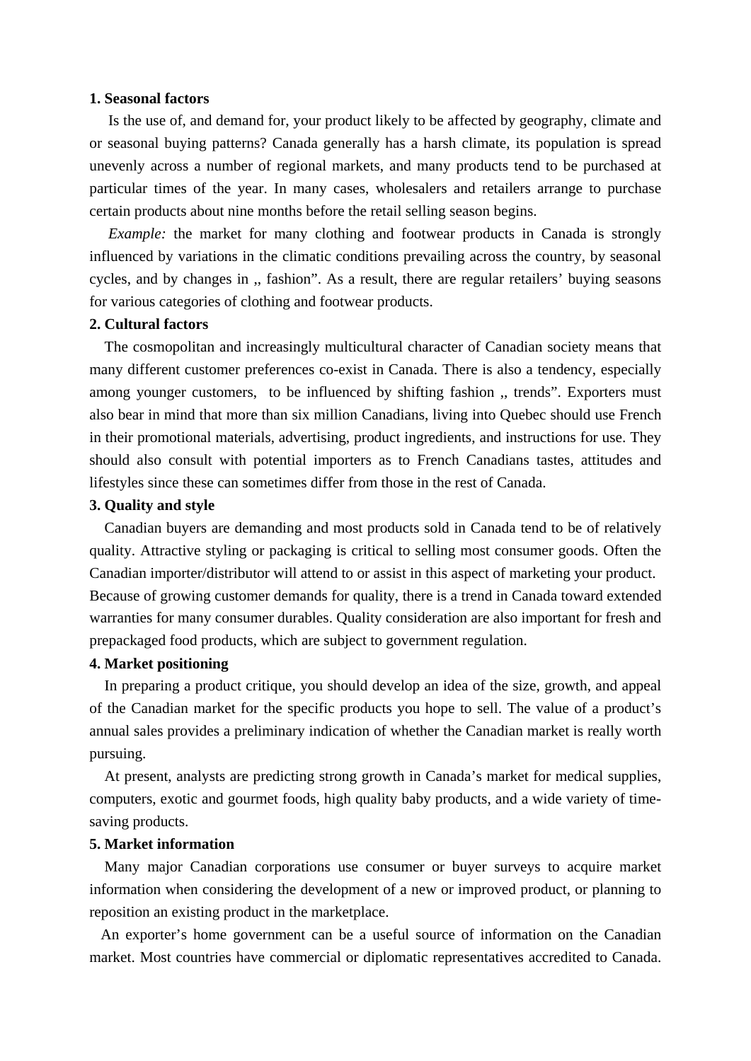**1. Seasonal factors**

Is the use of, and demand for, your product likely to be affected by geography, climate and or seasonal buying patterns? Canada generally has a harsh climate, its population is spread unevenly across a number of regional markets, and many products tend to be purchased at particular times of the year. In many cases, wholesalers and retailers arrange to purchase certain products about nine months before the retail selling season begins.

*Example:* the market for many clothing and footwear products in Canada is strongly influenced by variations in the climatic conditions prevailing across the country, by seasonal cycles, and by changes in ,, fashion". As a result, there are regular retailers' buying seasons for various categories of clothing and footwear products.

**2. Cultural factors**

The cosmopolitan and increasingly multicultural character of Canadian society means that many different customer preferences co-exist in Canada. There is also a tendency, especially among younger customers, to be influenced by shifting fashion ,, trends". Exporters must also bear in mind that more than six million Canadians, living into Quebec should use French in their promotional materials, advertising, product ingredients, and instructions for use. They should also consult with potential importers as to French Canadians tastes, attitudes and lifestyles since these can sometimes differ from those in the rest of Canada.

**3. Quality and style**

Canadian buyers are demanding and most products sold in Canada tend to be of relatively quality. Attractive styling or packaging is critical to selling most consumer goods. Often the Canadian importer/distributor will attend to or assist in this aspect of marketing your product. Because of growing customer demands for quality, there is a trend in Canada toward extended warranties for many consumer durables. Quality consideration are also important for fresh and prepackaged food products, which are subject to government regulation.

**4. Market positioning**

In preparing a product critique, you should develop an idea of the size, growth, and appeal of the Canadian market for the specific products you hope to sell. The value of a product's annual sales provides a preliminary indication of whether the Canadian market is really worth pursuing.

At present, analysts are predicting strong growth in Canada's market for medical supplies, computers, exotic and gourmet foods, high quality baby products, and a wide variety of time-saving products.

**5. Market information**

Many major Canadian corporations use consumer or buyer surveys to acquire market information when considering the development of a new or improved product, or planning to reposition an existing product in the marketplace.

An exporter's home government can be a useful source of information on the Canadian market. Most countries have commercial or diplomatic representatives accredited to Canada.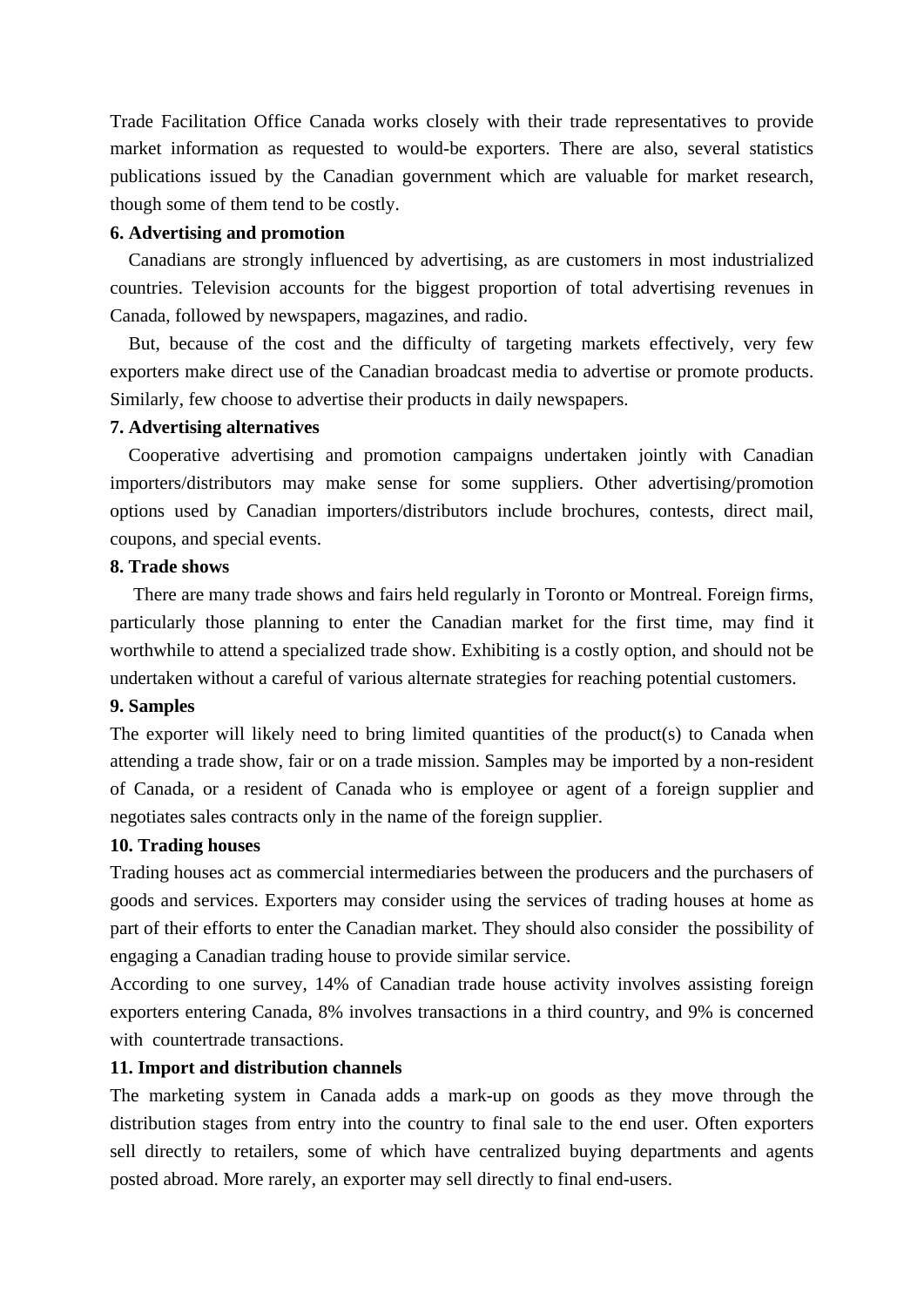Trade Facilitation Office Canada works closely with their trade representatives to provide market information as requested to would-be exporters. There are also, several statistics publications issued by the Canadian government which are valuable for market research, though some of them tend to be costly.

**6. Advertising and promotion**

Canadians are strongly influenced by advertising, as are customers in most industrialized countries. Television accounts for the biggest proportion of total advertising revenues in Canada, followed by newspapers, magazines, and radio.

But, because of the cost and the difficulty of targeting markets effectively, very few exporters make direct use of the Canadian broadcast media to advertise or promote products. Similarly, few choose to advertise their products in daily newspapers.

**7. Advertising alternatives**

Cooperative advertising and promotion campaigns undertaken jointly with Canadian importers/distributors may make sense for some suppliers. Other advertising/promotion options used by Canadian importers/distributors include brochures, contests, direct mail, coupons, and special events.

**8. Trade shows**

There are many trade shows and fairs held regularly in Toronto or Montreal. Foreign firms, particularly those planning to enter the Canadian market for the first time, may find it worthwhile to attend a specialized trade show. Exhibiting is a costly option, and should not be undertaken without a careful of various alternate strategies for reaching potential customers.

**9. Samples**

The exporter will likely need to bring limited quantities of the product(s) to Canada when attending a trade show, fair or on a trade mission. Samples may be imported by a non-resident of Canada, or a resident of Canada who is employee or agent of a foreign supplier and negotiates sales contracts only in the name of the foreign supplier.

**10. Trading houses**

Trading houses act as commercial intermediaries between the producers and the purchasers of goods and services. Exporters may consider using the services of trading houses at home as part of their efforts to enter the Canadian market. They should also consider the possibility of engaging a Canadian trading house to provide similar service.

According to one survey, 14% of Canadian trade house activity involves assisting foreign exporters entering Canada, 8% involves transactions in a third country, and 9% is concerned with countertrade transactions.

**11. Import and distribution channels**

The marketing system in Canada adds a mark-up on goods as they move through the distribution stages from entry into the country to final sale to the end user. Often exporters sell directly to retailers, some of which have centralized buying departments and agents posted abroad. More rarely, an exporter may sell directly to final end-users.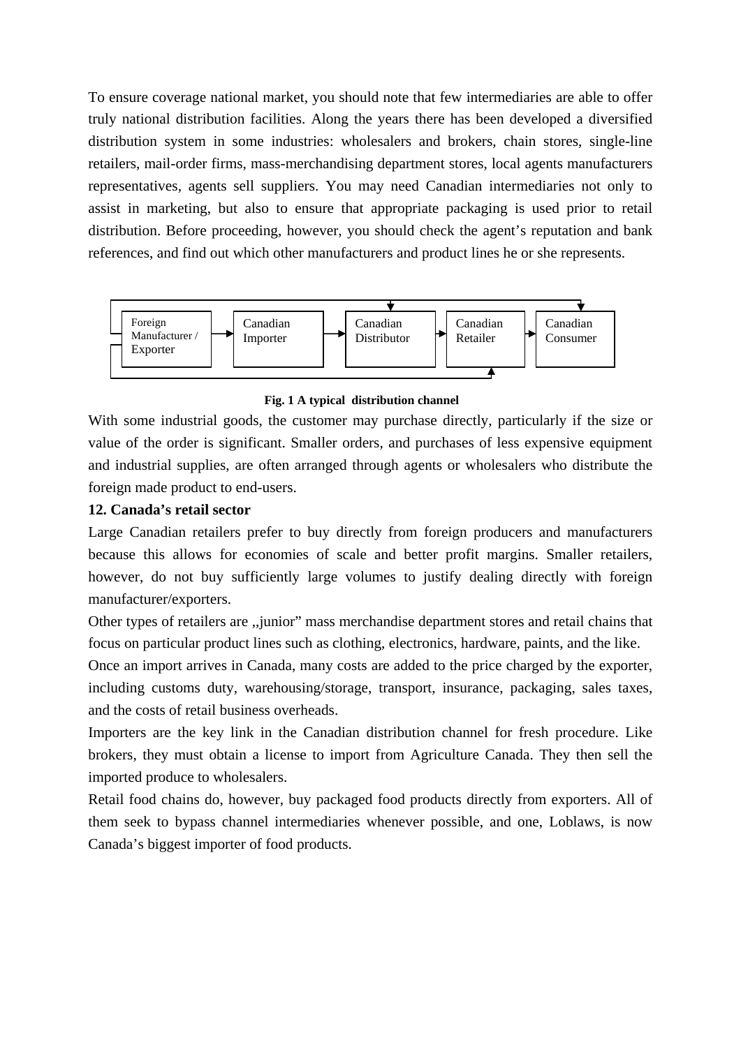To ensure coverage national market, you should note that few intermediaries are able to offer truly national distribution facilities. Along the years there has been developed a diversified distribution system in some industries: wholesalers and brokers, chain stores, single-line retailers, mail-order firms, mass-merchandising department stores, local agents manufacturers representatives, agents sell suppliers. You may need Canadian intermediaries not only to assist in marketing, but also to ensure that appropriate packaging is used prior to retail distribution. Before proceeding, however, you should check the agent's reputation and bank references, and find out which other manufacturers and product lines he or she represents.

Foreign Manufacturer / Exporter

Canadian Importer

Canadian Distributor

Canadian Retailer

Canadian Consumer

**Fig. 1 A typical distribution channel**

With some industrial goods, the customer may purchase directly, particularly if the size or value of the order is significant. Smaller orders, and purchases of less expensive equipment and industrial supplies, are often arranged through agents or wholesalers who distribute the foreign made product to end-users.

## 12. Canada's retail sector

Large Canadian retailers prefer to buy directly from foreign producers and manufacturers because this allows for economies of scale and better profit margins. Smaller retailers, however, do not buy sufficiently large volumes to justify dealing directly with foreign manufacturer/exporters.

Other types of retailers are ,,junior" mass merchandise department stores and retail chains that focus on particular product lines such as clothing, electronics, hardware, paints, and the like.

Once an import arrives in Canada, many costs are added to the price charged by the exporter, including customs duty, warehousing/storage, transport, insurance, packaging, sales taxes, and the costs of retail business overheads.

Importers are the key link in the Canadian distribution channel for fresh procedure. Like brokers, they must obtain a license to import from Agriculture Canada. They then sell the imported produce to wholesalers.

Retail food chains do, however, buy packaged food products directly from exporters. All of them seek to bypass channel intermediaries whenever possible, and one, Loblaws, is now Canada's biggest importer of food products.